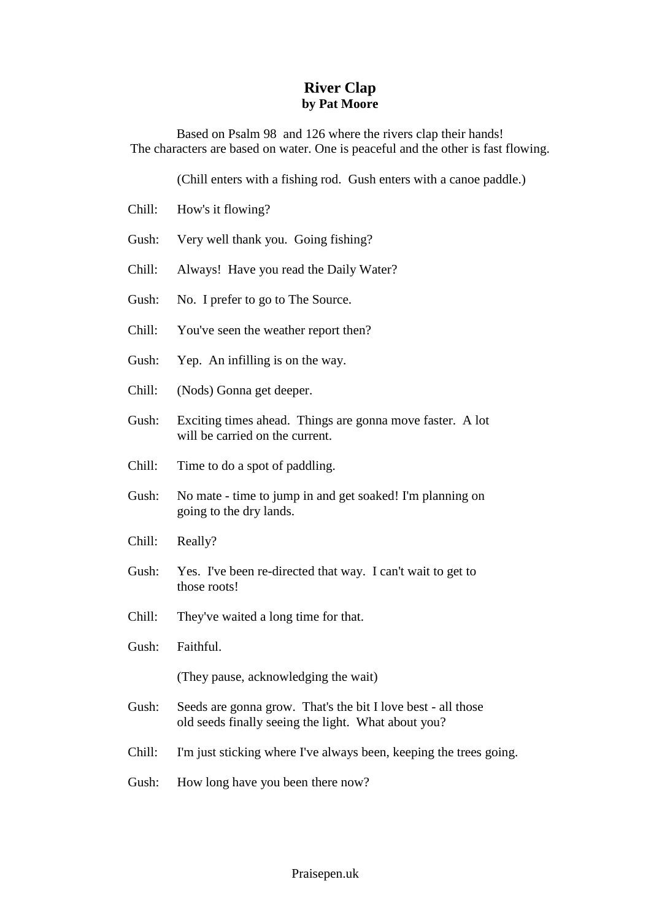# River Clap
**by Pat Moore**

Based on Psalm 98 and 126 where the rivers clap their hands!
The characters are based on water. One is peaceful and the other is fast flowing.

(Chill enters with a fishing rod. Gush enters with a canoe paddle.)

Chill: How's it flowing?

Gush: Very well thank you. Going fishing?

Chill: Always! Have you read the Daily Water?

Gush: No. I prefer to go to The Source.

Chill: You've seen the weather report then?

Gush: Yep. An infilling is on the way.

Chill: (Nods) Gonna get deeper.

Gush: Exciting times ahead. Things are gonna move faster. A lot will be carried on the current.

Chill: Time to do a spot of paddling.

Gush: No mate - time to jump in and get soaked! I'm planning on going to the dry lands.

Chill: Really?

Gush: Yes. I've been re-directed that way. I can't wait to get to those roots!

Chill: They've waited a long time for that.

Gush: Faithful.

(They pause, acknowledging the wait)

Gush: Seeds are gonna grow. That's the bit I love best - all those old seeds finally seeing the light. What about you?

Chill: I'm just sticking where I've always been, keeping the trees going.

Gush: How long have you been there now?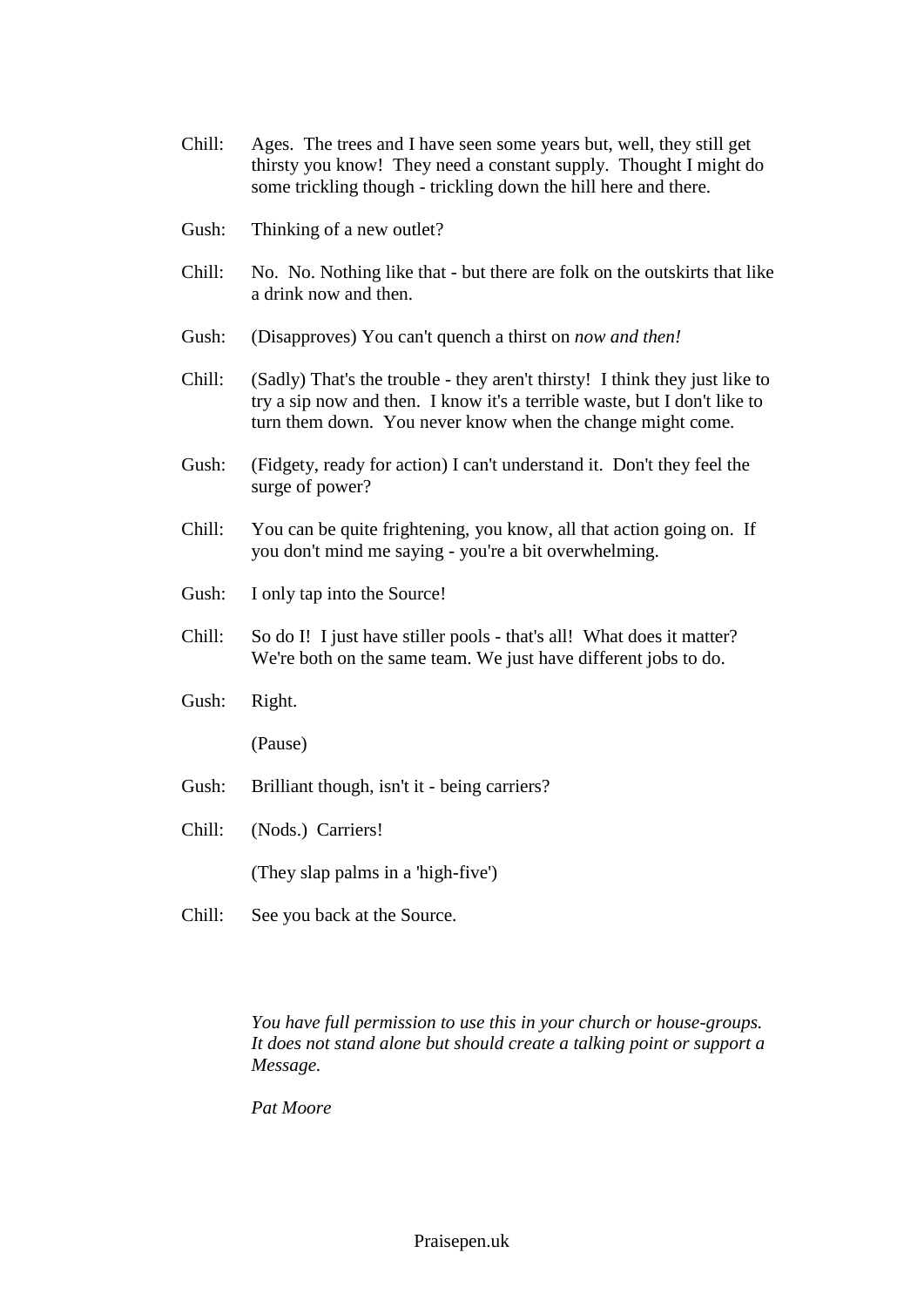Chill: Ages. The trees and I have seen some years but, well, they still get thirsty you know! They need a constant supply. Thought I might do some trickling though - trickling down the hill here and there.

Gush: Thinking of a new outlet?

Chill: No. No. Nothing like that - but there are folk on the outskirts that like a drink now and then.

Gush: (Disapproves) You can't quench a thirst on *now and then!*

Chill: (Sadly) That's the trouble - they aren't thirsty! I think they just like to try a sip now and then. I know it's a terrible waste, but I don't like to turn them down. You never know when the change might come.

Gush: (Fidgety, ready for action) I can't understand it. Don't they feel the surge of power?

Chill: You can be quite frightening, you know, all that action going on. If you don't mind me saying - you're a bit overwhelming.

Gush: I only tap into the Source!

Chill: So do I! I just have stiller pools - that's all! What does it matter? We're both on the same team. We just have different jobs to do.

Gush: Right.

(Pause)

Gush: Brilliant though, isn't it - being carriers?

Chill: (Nods.) Carriers!

(They slap palms in a 'high-five')

Chill: See you back at the Source.

*You have full permission to use this in your church or house-groups. It does not stand alone but should create a talking point or support a Message.*

*Pat Moore*

Praisepen.uk